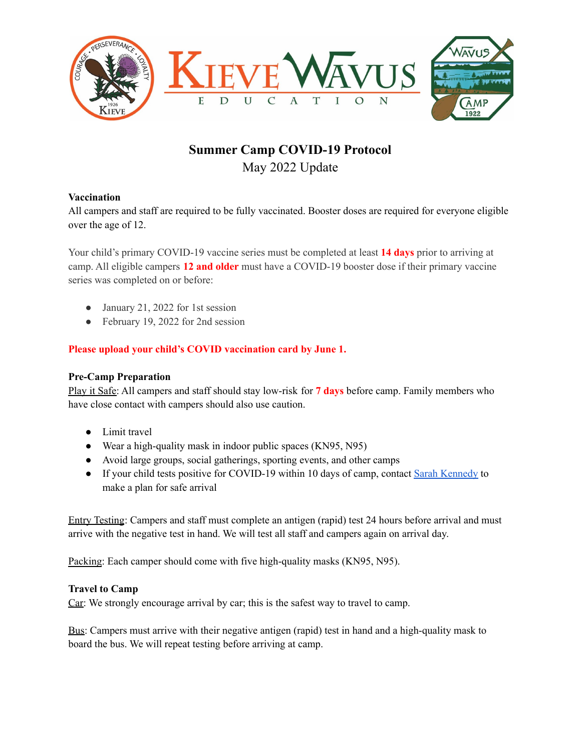# Summer Camp COVID-19 Protocol

May 2022 Update

**Vaccination**

All campers and staff are required to be fully vaccinated. Booster doses are required for everyone eligible over the age of 12.

Your child's primary COVID-19 vaccine series must be completed at least **14 days** prior to arriving at camp. All eligible campers **12 and older** must have a COVID-19 booster dose if their primary vaccine series was completed on or before:

- January 21, 2022 for 1st session
- February 19, 2022 for 2nd session

**Please upload your child's COVID vaccination card by June 1.**

**Pre-Camp Preparation**

Play it Safe: All campers and staff should stay low-risk for **7 days** before camp. Family members who have close contact with campers should also use caution.

- Limit travel
- Wear a high-quality mask in indoor public spaces (KN95, N95)
- Avoid large groups, social gatherings, sporting events, and other camps
- If your child tests positive for COVID-19 within 10 days of camp, contact Sarah Kennedy to make a plan for safe arrival

Entry Testing: Campers and staff must complete an antigen (rapid) test 24 hours before arrival and must arrive with the negative test in hand. We will test all staff and campers again on arrival day.

Packing: Each camper should come with five high-quality masks (KN95, N95).

**Travel to Camp**

Car: We strongly encourage arrival by car; this is the safest way to travel to camp.

Bus: Campers must arrive with their negative antigen (rapid) test in hand and a high-quality mask to board the bus. We will repeat testing before arriving at camp.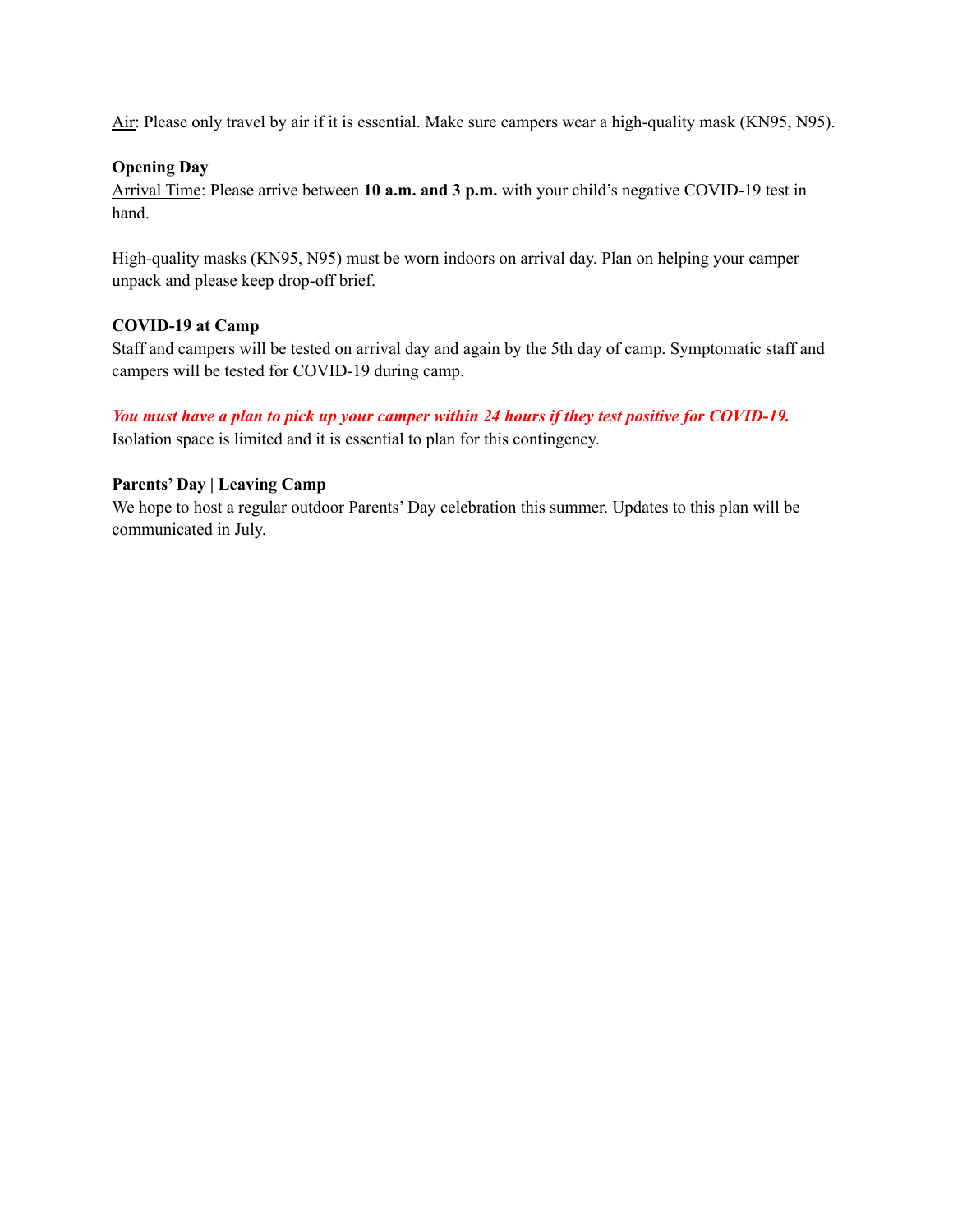Air: Please only travel by air if it is essential. Make sure campers wear a high-quality mask (KN95, N95).

**Opening Day**

Arrival Time: Please arrive between **10 a.m. and 3 p.m.** with your child's negative COVID-19 test in hand.

High-quality masks (KN95, N95) must be worn indoors on arrival day. Plan on helping your camper unpack and please keep drop-off brief.

**COVID-19 at Camp**

Staff and campers will be tested on arrival day and again by the 5th day of camp. Symptomatic staff and campers will be tested for COVID-19 during camp.

***You must have a plan to pick up your camper within 24 hours if they test positive for COVID-19.*** Isolation space is limited and it is essential to plan for this contingency.

**Parents' Day | Leaving Camp**

We hope to host a regular outdoor Parents' Day celebration this summer. Updates to this plan will be communicated in July.